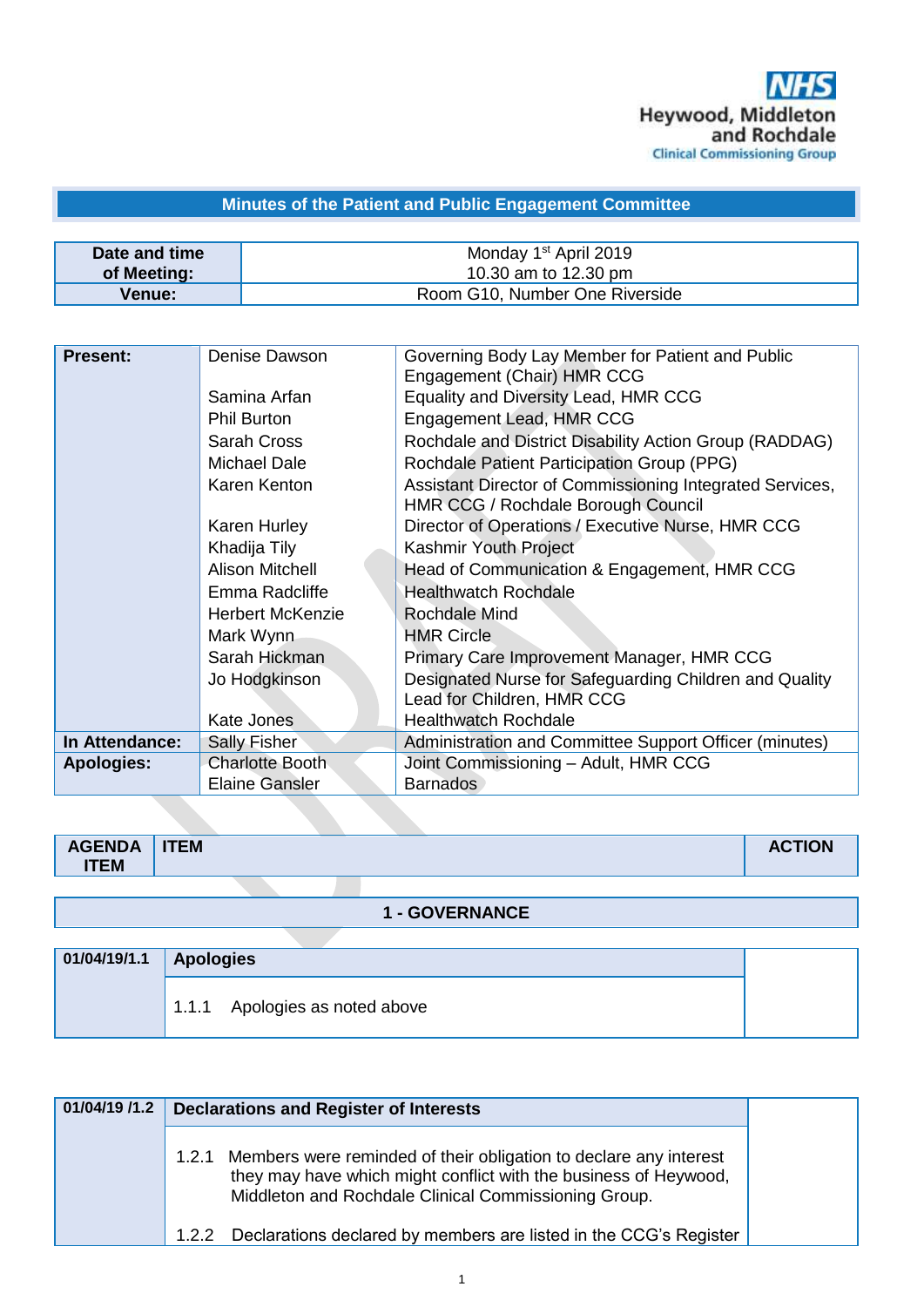Heywood, Middleton and Rochdale Clinical Commissioning Group

## Minutes of the Patient and Public Engagement Committee

| Date and time of Meeting: | Monday 1st April 2019 10.30 am to 12.30 pm |
|---|---|
| Venue: | Room G10, Number One Riverside |

| | | |
|---|---|---|
| **Present:** | Denise Dawson | Governing Body Lay Member for Patient and Public Engagement (Chair) HMR CCG |
| | Samina Arfan | Equality and Diversity Lead, HMR CCG |
| | Phil Burton | Engagement Lead, HMR CCG |
| | Sarah Cross | Rochdale and District Disability Action Group (RADDAG) |
| | Michael Dale | Rochdale Patient Participation Group (PPG) |
| | Karen Kenton | Assistant Director of Commissioning Integrated Services, HMR CCG / Rochdale Borough Council |
| | Karen Hurley | Director of Operations / Executive Nurse, HMR CCG |
| | Khadija Tily | Kashmir Youth Project |
| | Alison Mitchell | Head of Communication & Engagement, HMR CCG |
| | Emma Radcliffe | Healthwatch Rochdale |
| | Herbert McKenzie | Rochdale Mind |
| | Mark Wynn | HMR Circle |
| | Sarah Hickman | Primary Care Improvement Manager, HMR CCG |
| | Jo Hodgkinson | Designated Nurse for Safeguarding Children and Quality Lead for Children, HMR CCG |
| | Kate Jones | Healthwatch Rochdale |
| **In Attendance:** | Sally Fisher | Administration and Committee Support Officer (minutes) |
| **Apologies:** | Charlotte Booth | Joint Commissioning – Adult, HMR CCG |
| | Elaine Gansler | Barnados |

| AGENDA ITEM | ITEM | ACTION |
|---|---|---|

### 1 - GOVERNANCE

| 01/04/19/1.1 | **Apologies** | |
|---|---|---|
| | 1.1.1 Apologies as noted above | |

| 01/04/19 /1.2 | **Declarations and Register of Interests** | |
|---|---|---|
| | 1.2.1 Members were reminded of their obligation to declare any interest they may have which might conflict with the business of Heywood, Middleton and Rochdale Clinical Commissioning Group. | |
| | 1.2.2 Declarations declared by members are listed in the CCG's Register | |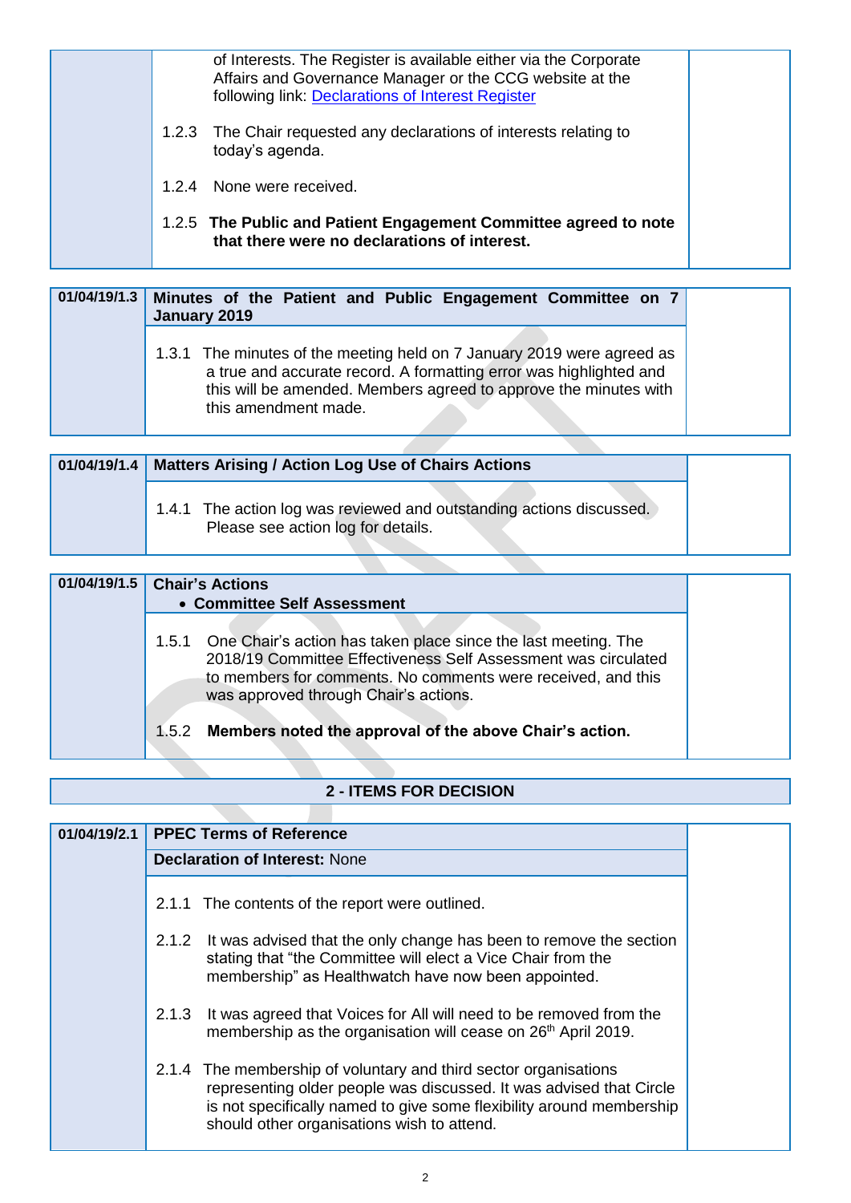| | | |
|---|---|---|
| | of Interests. The Register is available either via the Corporate Affairs and Governance Manager or the CCG website at the following link: Declarations of Interest Register<br><br>1.2.3 The Chair requested any declarations of interests relating to today's agenda.<br><br>1.2.4 None were received.<br><br>1.2.5 **The Public and Patient Engagement Committee agreed to note that there were no declarations of interest.** | |

| | | |
|---|---|---|
| **01/04/19/1.3** | **Minutes of the Patient and Public Engagement Committee on 7 January 2019** | |
| | 1.3.1 The minutes of the meeting held on 7 January 2019 were agreed as a true and accurate record. A formatting error was highlighted and this will be amended. Members agreed to approve the minutes with this amendment made. | |

| | | |
|---|---|---|
| **01/04/19/1.4** | **Matters Arising / Action Log Use of Chairs Actions** | |
| | 1.4.1 The action log was reviewed and outstanding actions discussed. Please see action log for details. | |

| | | |
|---|---|---|
| **01/04/19/1.5** | **Chair's Actions**<br>• **Committee Self Assessment** | |
| | 1.5.1 One Chair's action has taken place since the last meeting. The 2018/19 Committee Effectiveness Self Assessment was circulated to members for comments. No comments were received, and this was approved through Chair's actions.<br><br>1.5.2 **Members noted the approval of the above Chair's action.** | |

## 2 - ITEMS FOR DECISION

| | | |
|---|---|---|
| **01/04/19/2.1** | **PPEC Terms of Reference** | |
| | **Declaration of Interest:** None | |
| | 2.1.1 The contents of the report were outlined.<br><br>2.1.2 It was advised that the only change has been to remove the section stating that "the Committee will elect a Vice Chair from the membership" as Healthwatch have now been appointed.<br><br>2.1.3 It was agreed that Voices for All will need to be removed from the membership as the organisation will cease on 26th April 2019.<br><br>2.1.4 The membership of voluntary and third sector organisations representing older people was discussed. It was advised that Circle is not specifically named to give some flexibility around membership should other organisations wish to attend. | |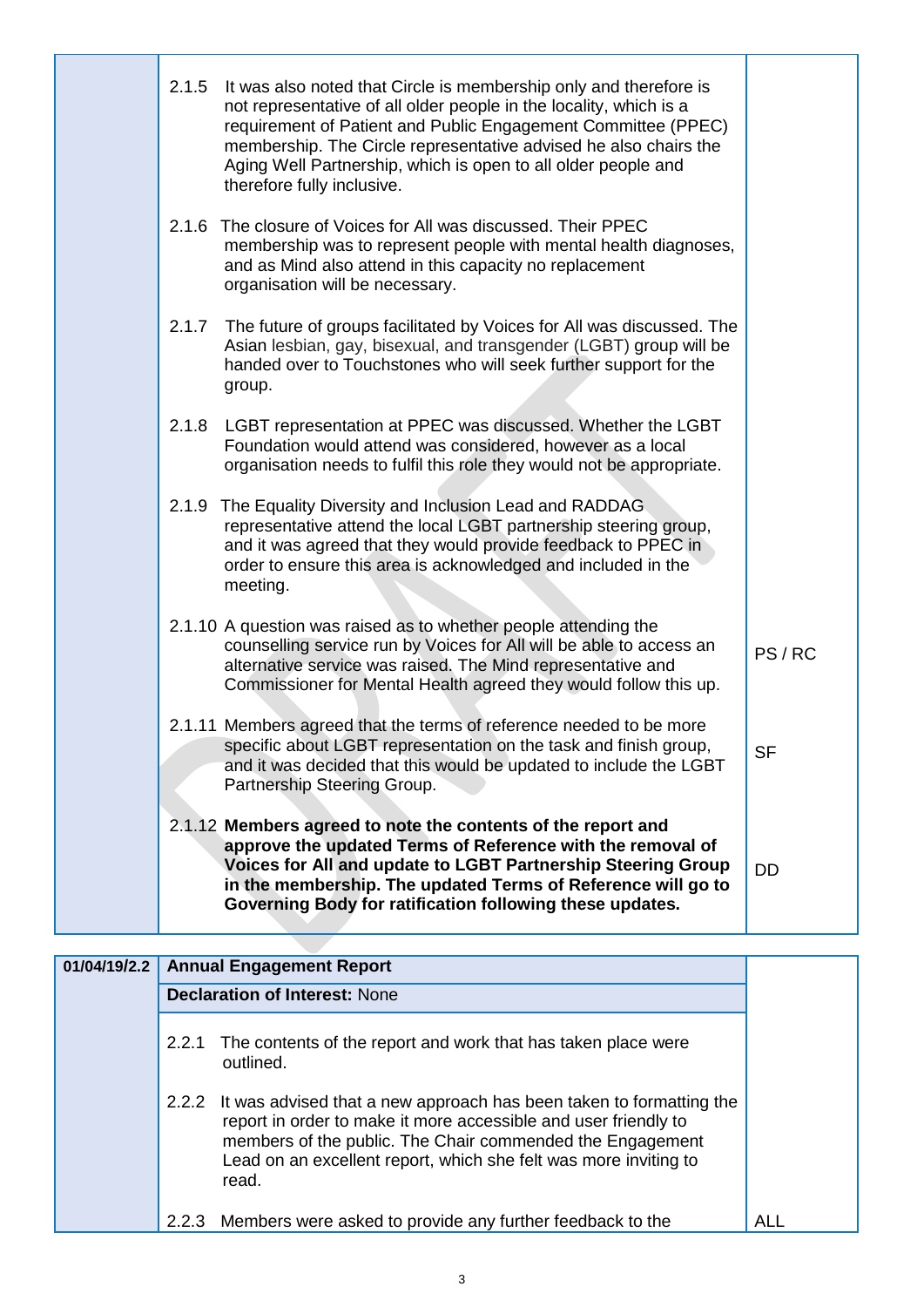| | | |
|---|---|---|
| | 2.1.5 It was also noted that Circle is membership only and therefore is not representative of all older people in the locality, which is a requirement of Patient and Public Engagement Committee (PPEC) membership. The Circle representative advised he also chairs the Aging Well Partnership, which is open to all older people and therefore fully inclusive. | |
| | 2.1.6 The closure of Voices for All was discussed. Their PPEC membership was to represent people with mental health diagnoses, and as Mind also attend in this capacity no replacement organisation will be necessary. | |
| | 2.1.7 The future of groups facilitated by Voices for All was discussed. The Asian lesbian, gay, bisexual, and transgender (LGBT) group will be handed over to Touchstones who will seek further support for the group. | |
| | 2.1.8 LGBT representation at PPEC was discussed. Whether the LGBT Foundation would attend was considered, however as a local organisation needs to fulfil this role they would not be appropriate. | |
| | 2.1.9 The Equality Diversity and Inclusion Lead and RADDAG representative attend the local LGBT partnership steering group, and it was agreed that they would provide feedback to PPEC in order to ensure this area is acknowledged and included in the meeting. | |
| | 2.1.10 A question was raised as to whether people attending the counselling service run by Voices for All will be able to access an alternative service was raised. The Mind representative and Commissioner for Mental Health agreed they would follow this up. | PS / RC |
| | 2.1.11 Members agreed that the terms of reference needed to be more specific about LGBT representation on the task and finish group, and it was decided that this would be updated to include the LGBT Partnership Steering Group. | SF |
| | 2.1.12 **Members agreed to note the contents of the report and approve the updated Terms of Reference with the removal of Voices for All and update to LGBT Partnership Steering Group in the membership. The updated Terms of Reference will go to Governing Body for ratification following these updates.** | DD |

| | | |
|---|---|---|
| **01/04/19/2.2** | **Annual Engagement Report** | |
| | **Declaration of Interest:** None | |
| | 2.2.1 The contents of the report and work that has taken place were outlined. | |
| | 2.2.2 It was advised that a new approach has been taken to formatting the report in order to make it more accessible and user friendly to members of the public. The Chair commended the Engagement Lead on an excellent report, which she felt was more inviting to read. | |
| | 2.2.3 Members were asked to provide any further feedback to the | ALL |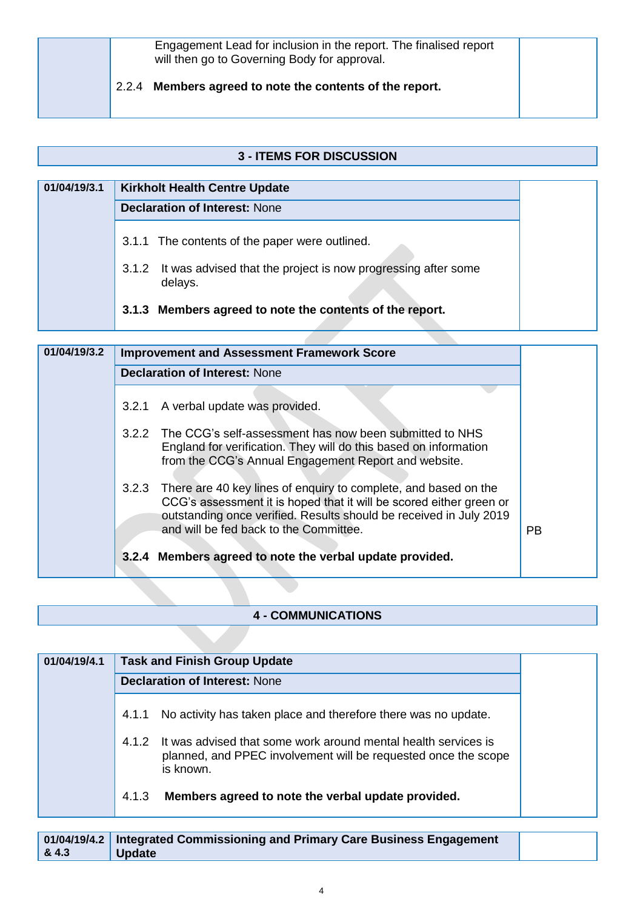| | | |
|---|---|---|
| | Engagement Lead for inclusion in the report. The finalised report will then go to Governing Body for approval.<br><br>2.2.4 **Members agreed to note the contents of the report.** | |

## 3 - ITEMS FOR DISCUSSION

| | | |
|---|---|---|
| **01/04/19/3.1** | **Kirkholt Health Centre Update** | |
| | **Declaration of Interest:** None | |
| | 3.1.1 The contents of the paper were outlined.<br><br>3.1.2 It was advised that the project is now progressing after some delays.<br><br>**3.1.3 Members agreed to note the contents of the report.** | |

| | | |
|---|---|---|
| **01/04/19/3.2** | **Improvement and Assessment Framework Score** | |
| | **Declaration of Interest:** None | |
| | 3.2.1 A verbal update was provided.<br><br>3.2.2 The CCG's self-assessment has now been submitted to NHS England for verification. They will do this based on information from the CCG's Annual Engagement Report and website.<br><br>3.2.3 There are 40 key lines of enquiry to complete, and based on the CCG's assessment it is hoped that it will be scored either green or outstanding once verified. Results should be received in July 2019 and will be fed back to the Committee.<br><br>**3.2.4 Members agreed to note the verbal update provided.** | PB |

## 4 - COMMUNICATIONS

| | | |
|---|---|---|
| **01/04/19/4.1** | **Task and Finish Group Update** | |
| | **Declaration of Interest:** None | |
| | 4.1.1 No activity has taken place and therefore there was no update.<br><br>4.1.2 It was advised that some work around mental health services is planned, and PPEC involvement will be requested once the scope is known.<br><br>4.1.3 **Members agreed to note the verbal update provided.** | |

| | | |
|---|---|---|
| **01/04/19/4.2 & 4.3** | **Integrated Commissioning and Primary Care Business Engagement Update** | |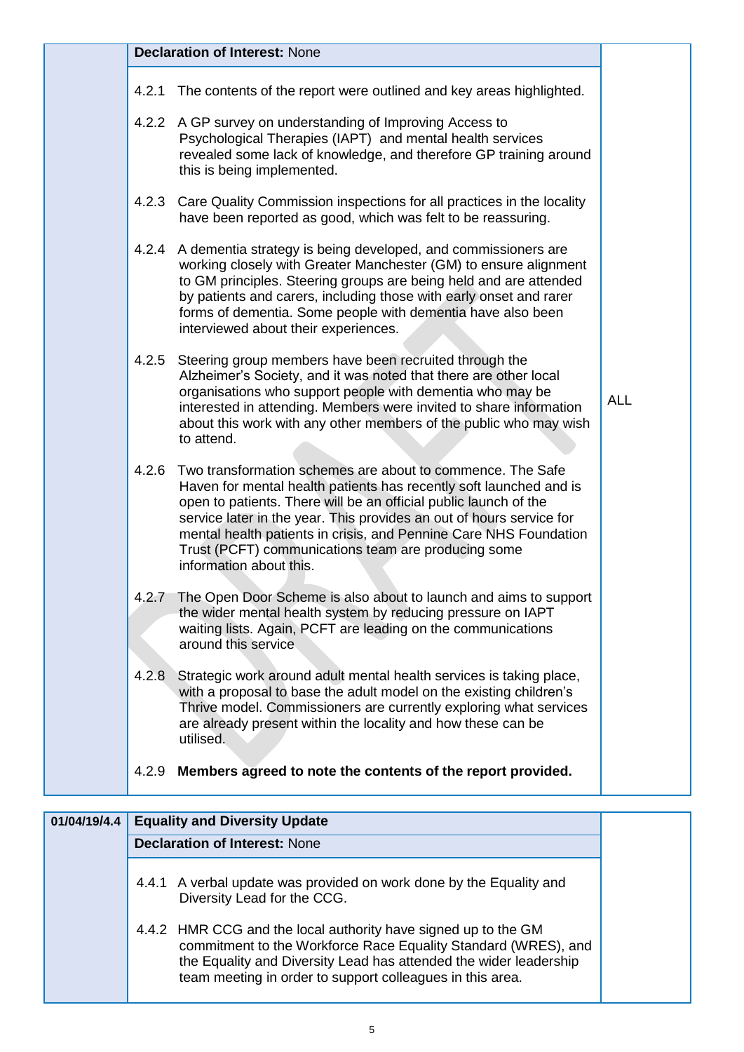| | **Declaration of Interest:** None | |
|---|---|---|
| | 4.2.1 The contents of the report were outlined and key areas highlighted.<br><br>4.2.2 A GP survey on understanding of Improving Access to Psychological Therapies (IAPT) and mental health services revealed some lack of knowledge, and therefore GP training around this is being implemented.<br><br>4.2.3 Care Quality Commission inspections for all practices in the locality have been reported as good, which was felt to be reassuring.<br><br>4.2.4 A dementia strategy is being developed, and commissioners are working closely with Greater Manchester (GM) to ensure alignment to GM principles. Steering groups are being held and are attended by patients and carers, including those with early onset and rarer forms of dementia. Some people with dementia have also been interviewed about their experiences.<br><br>4.2.5 Steering group members have been recruited through the Alzheimer's Society, and it was noted that there are other local organisations who support people with dementia who may be interested in attending. Members were invited to share information about this work with any other members of the public who may wish to attend.<br><br>4.2.6 Two transformation schemes are about to commence. The Safe Haven for mental health patients has recently soft launched and is open to patients. There will be an official public launch of the service later in the year. This provides an out of hours service for mental health patients in crisis, and Pennine Care NHS Foundation Trust (PCFT) communications team are producing some information about this.<br><br>4.2.7 The Open Door Scheme is also about to launch and aims to support the wider mental health system by reducing pressure on IAPT waiting lists. Again, PCFT are leading on the communications around this service<br><br>4.2.8 Strategic work around adult mental health services is taking place, with a proposal to base the adult model on the existing children's Thrive model. Commissioners are currently exploring what services are already present within the locality and how these can be utilised.<br><br>4.2.9 **Members agreed to note the contents of the report provided.** | ALL |

| **01/04/19/4.4** | **Equality and Diversity Update** | |
|---|---|---|
| | **Declaration of Interest:** None | |
| | 4.4.1 A verbal update was provided on work done by the Equality and Diversity Lead for the CCG.<br><br>4.4.2 HMR CCG and the local authority have signed up to the GM commitment to the Workforce Race Equality Standard (WRES), and the Equality and Diversity Lead has attended the wider leadership team meeting in order to support colleagues in this area. | |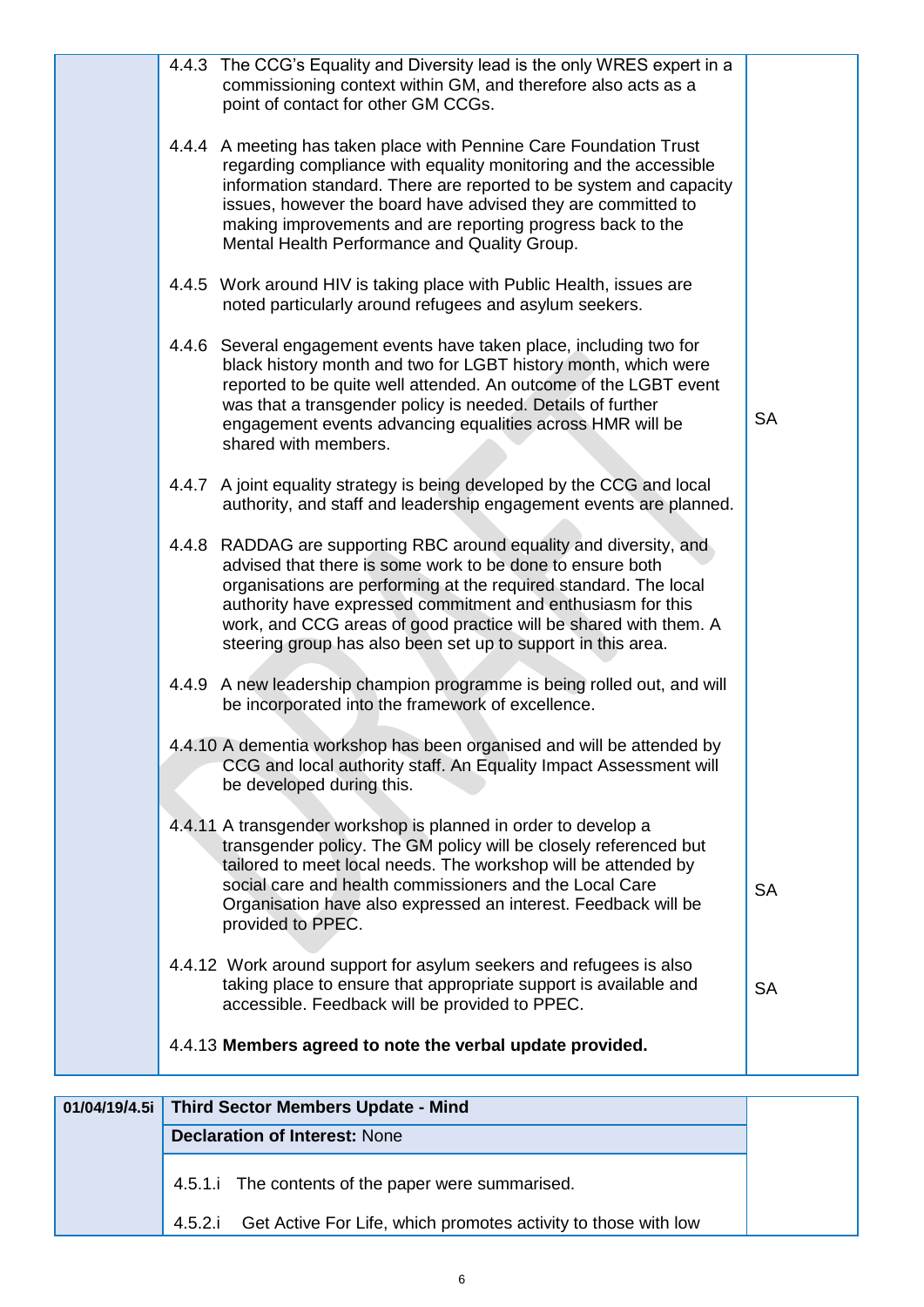| | | |
|---|---|---|
| | 4.4.3 The CCG's Equality and Diversity lead is the only WRES expert in a commissioning context within GM, and therefore also acts as a point of contact for other GM CCGs.<br><br>4.4.4 A meeting has taken place with Pennine Care Foundation Trust regarding compliance with equality monitoring and the accessible information standard. There are reported to be system and capacity issues, however the board have advised they are committed to making improvements and are reporting progress back to the Mental Health Performance and Quality Group.<br><br>4.4.5 Work around HIV is taking place with Public Health, issues are noted particularly around refugees and asylum seekers. | |
| | 4.4.6 Several engagement events have taken place, including two for black history month and two for LGBT history month, which were reported to be quite well attended. An outcome of the LGBT event was that a transgender policy is needed. Details of further engagement events advancing equalities across HMR will be shared with members. | SA |
| | 4.4.7 A joint equality strategy is being developed by the CCG and local authority, and staff and leadership engagement events are planned.<br><br>4.4.8 RADDAG are supporting RBC around equality and diversity, and advised that there is some work to be done to ensure both organisations are performing at the required standard. The local authority have expressed commitment and enthusiasm for this work, and CCG areas of good practice will be shared with them. A steering group has also been set up to support in this area.<br><br>4.4.9 A new leadership champion programme is being rolled out, and will be incorporated into the framework of excellence.<br><br>4.4.10 A dementia workshop has been organised and will be attended by CCG and local authority staff. An Equality Impact Assessment will be developed during this. | |
| | 4.4.11 A transgender workshop is planned in order to develop a transgender policy. The GM policy will be closely referenced but tailored to meet local needs. The workshop will be attended by social care and health commissioners and the Local Care Organisation have also expressed an interest. Feedback will be provided to PPEC. | SA |
| | 4.4.12 Work around support for asylum seekers and refugees is also taking place to ensure that appropriate support is available and accessible. Feedback will be provided to PPEC. | SA |
| | 4.4.13 **Members agreed to note the verbal update provided.** | |

| | | |
|---|---|---|
| **01/04/19/4.5i** | **Third Sector Members Update - Mind** | |
| | **Declaration of Interest:** None | |
| | 4.5.1.i The contents of the paper were summarised.<br><br>4.5.2.i Get Active For Life, which promotes activity to those with low | |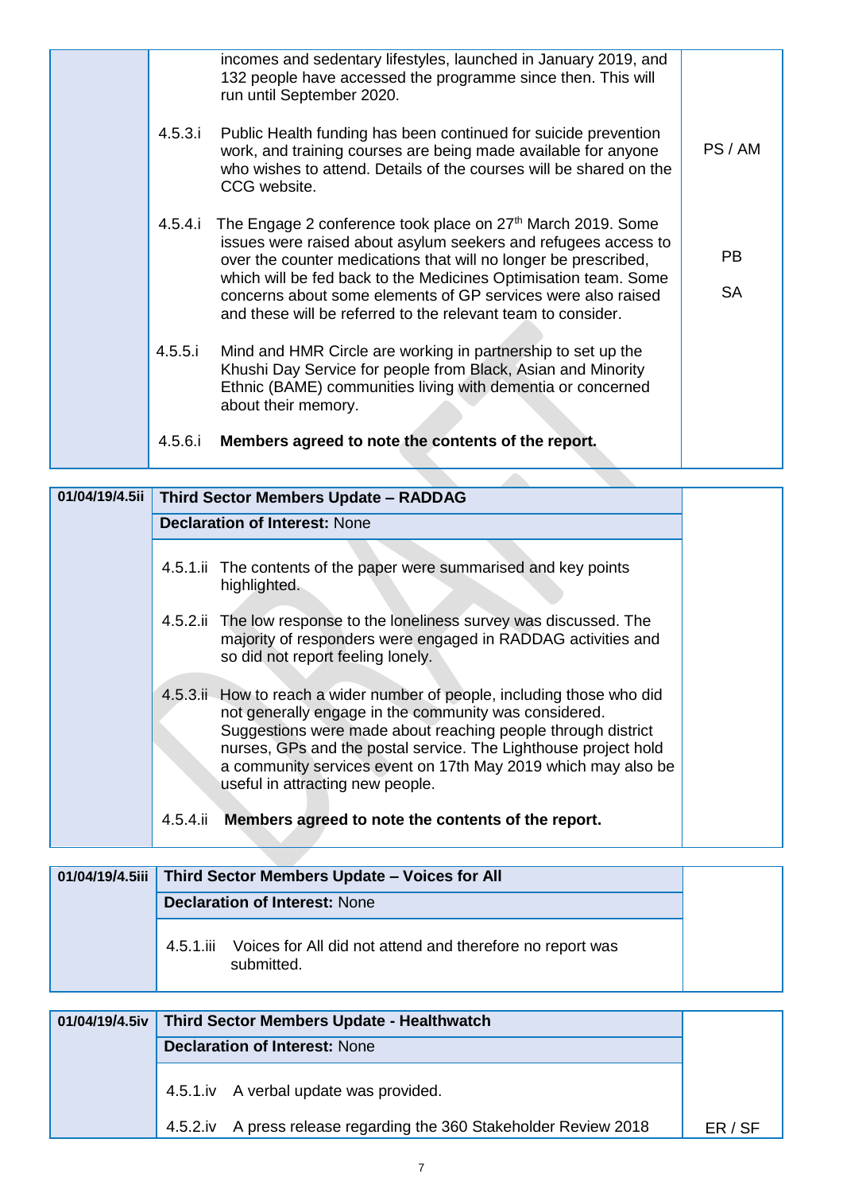| | | |
|---|---|---|
| | incomes and sedentary lifestyles, launched in January 2019, and 132 people have accessed the programme since then. This will run until September 2020. | |
| | 4.5.3.i Public Health funding has been continued for suicide prevention work, and training courses are being made available for anyone who wishes to attend. Details of the courses will be shared on the CCG website. | PS / AM |
| | 4.5.4.i The Engage 2 conference took place on 27th March 2019. Some issues were raised about asylum seekers and refugees access to over the counter medications that will no longer be prescribed, which will be fed back to the Medicines Optimisation team. Some concerns about some elements of GP services were also raised and these will be referred to the relevant team to consider. | PB<br>SA |
| | 4.5.5.i Mind and HMR Circle are working in partnership to set up the Khushi Day Service for people from Black, Asian and Minority Ethnic (BAME) communities living with dementia or concerned about their memory. | |
| | 4.5.6.i **Members agreed to note the contents of the report.** | |

| | | |
|---|---|---|
| **01/04/19/4.5ii** | **Third Sector Members Update – RADDAG** | |
| | **Declaration of Interest:** None | |
| | 4.5.1.ii The contents of the paper were summarised and key points highlighted. | |
| | 4.5.2.ii The low response to the loneliness survey was discussed. The majority of responders were engaged in RADDAG activities and so did not report feeling lonely. | |
| | 4.5.3.ii How to reach a wider number of people, including those who did not generally engage in the community was considered. Suggestions were made about reaching people through district nurses, GPs and the postal service. The Lighthouse project hold a community services event on 17th May 2019 which may also be useful in attracting new people. | |
| | 4.5.4.ii **Members agreed to note the contents of the report.** | |

| | | |
|---|---|---|
| **01/04/19/4.5iii** | **Third Sector Members Update – Voices for All** | |
| | **Declaration of Interest:** None | |
| | 4.5.1.iii Voices for All did not attend and therefore no report was submitted. | |

| | | |
|---|---|---|
| **01/04/19/4.5iv** | **Third Sector Members Update - Healthwatch** | |
| | **Declaration of Interest:** None | |
| | 4.5.1.iv A verbal update was provided. | |
| | 4.5.2.iv A press release regarding the 360 Stakeholder Review 2018 | ER / SF |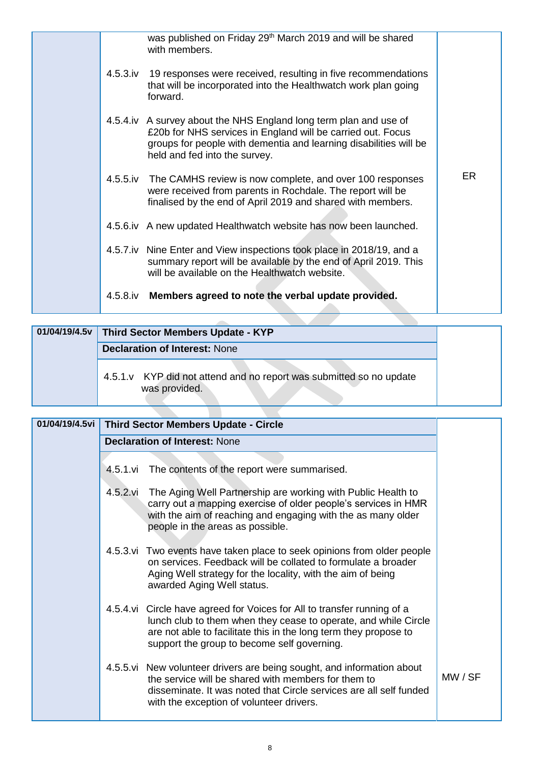| | | |
|---|---|---|
| | was published on Friday 29th March 2019 and will be shared with members.<br><br>4.5.3.iv 19 responses were received, resulting in five recommendations that will be incorporated into the Healthwatch work plan going forward.<br><br>4.5.4.iv A survey about the NHS England long term plan and use of £20b for NHS services in England will be carried out. Focus groups for people with dementia and learning disabilities will be held and fed into the survey.<br><br>4.5.5.iv The CAMHS review is now complete, and over 100 responses were received from parents in Rochdale. The report will be finalised by the end of April 2019 and shared with members.<br><br>4.5.6.iv A new updated Healthwatch website has now been launched.<br><br>4.5.7.iv Nine Enter and View inspections took place in 2018/19, and a summary report will be available by the end of April 2019. This will be available on the Healthwatch website.<br><br>4.5.8.iv **Members agreed to note the verbal update provided.** | ER |

| | | |
|---|---|---|
| **01/04/19/4.5v** | **Third Sector Members Update - KYP** | |
| | **Declaration of Interest:** None | |
| | 4.5.1.v KYP did not attend and no report was submitted so no update was provided. | |

| | | |
|---|---|---|
| **01/04/19/4.5vi** | **Third Sector Members Update - Circle** | |
| | **Declaration of Interest:** None | |
| | 4.5.1.vi The contents of the report were summarised.<br><br>4.5.2.vi The Aging Well Partnership are working with Public Health to carry out a mapping exercise of older people's services in HMR with the aim of reaching and engaging with the as many older people in the areas as possible.<br><br>4.5.3.vi Two events have taken place to seek opinions from older people on services. Feedback will be collated to formulate a broader Aging Well strategy for the locality, with the aim of being awarded Aging Well status.<br><br>4.5.4.vi Circle have agreed for Voices for All to transfer running of a lunch club to them when they cease to operate, and while Circle are not able to facilitate this in the long term they propose to support the group to become self governing.<br><br>4.5.5.vi New volunteer drivers are being sought, and information about the service will be shared with members for them to disseminate. It was noted that Circle services are all self funded with the exception of volunteer drivers. | MW / SF |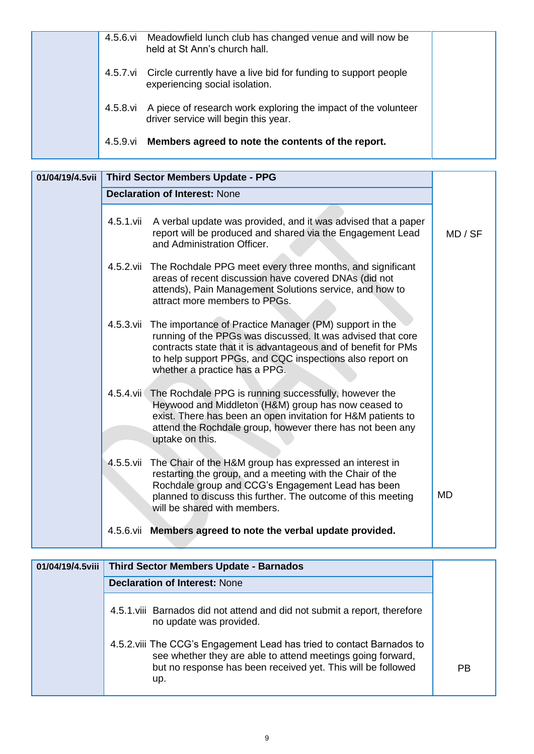| | | |
|---|---|---|
| | 4.5.6.vi Meadowfield lunch club has changed venue and will now be held at St Ann's church hall.<br><br>4.5.7.vi Circle currently have a live bid for funding to support people experiencing social isolation.<br><br>4.5.8.vi A piece of research work exploring the impact of the volunteer driver service will begin this year.<br><br>4.5.9.vi **Members agreed to note the contents of the report.** | |

| **01/04/19/4.5vii** | **Third Sector Members Update - PPG** | |
|---|---|---|
| | **Declaration of Interest:** None | |
| | 4.5.1.vii A verbal update was provided, and it was advised that a paper report will be produced and shared via the Engagement Lead and Administration Officer. | MD / SF |
| | 4.5.2.vii The Rochdale PPG meet every three months, and significant areas of recent discussion have covered DNAs (did not attends), Pain Management Solutions service, and how to attract more members to PPGs. | |
| | 4.5.3.vii The importance of Practice Manager (PM) support in the running of the PPGs was discussed. It was advised that core contracts state that it is advantageous and of benefit for PMs to help support PPGs, and CQC inspections also report on whether a practice has a PPG. | |
| | 4.5.4.vii The Rochdale PPG is running successfully, however the Heywood and Middleton (H&M) group has now ceased to exist. There has been an open invitation for H&M patients to attend the Rochdale group, however there has not been any uptake on this. | |
| | 4.5.5.vii The Chair of the H&M group has expressed an interest in restarting the group, and a meeting with the Chair of the Rochdale group and CCG's Engagement Lead has been planned to discuss this further. The outcome of this meeting will be shared with members. | MD |
| | 4.5.6.vii **Members agreed to note the verbal update provided.** | |

| **01/04/19/4.5viii** | **Third Sector Members Update - Barnados** | |
|---|---|---|
| | **Declaration of Interest:** None | |
| | 4.5.1.viii Barnados did not attend and did not submit a report, therefore no update was provided. | |
| | 4.5.2.viii The CCG's Engagement Lead has tried to contact Barnados to see whether they are able to attend meetings going forward, but no response has been received yet. This will be followed up. | PB |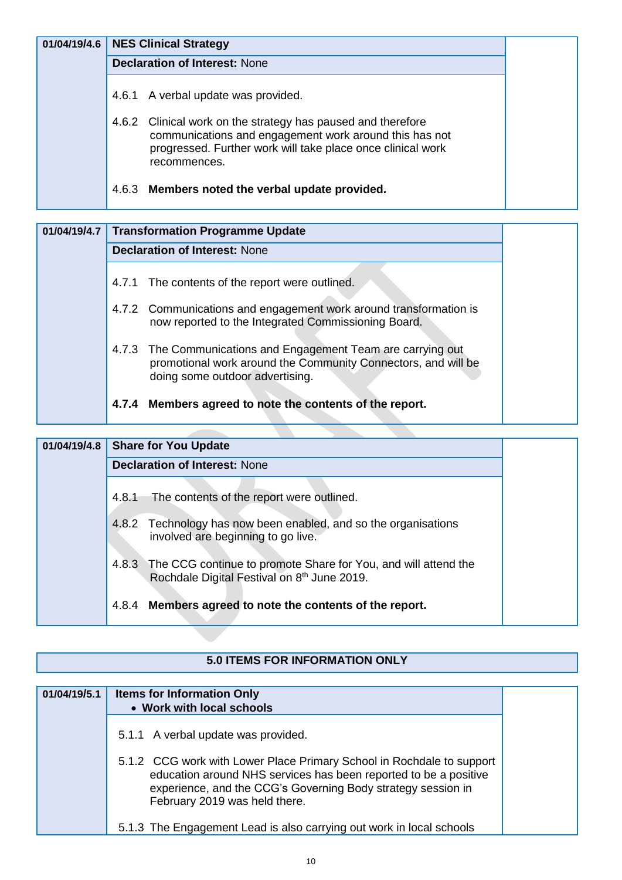| 01/04/19/4.6 | **NES Clinical Strategy** | |
|---|---|---|
| | **Declaration of Interest:** None | |
| | 4.6.1 A verbal update was provided.<br><br>4.6.2 Clinical work on the strategy has paused and therefore communications and engagement work around this has not progressed. Further work will take place once clinical work recommences.<br><br>4.6.3 **Members noted the verbal update provided.** | |

| 01/04/19/4.7 | **Transformation Programme Update** | |
|---|---|---|
| | **Declaration of Interest:** None | |
| | 4.7.1 The contents of the report were outlined.<br><br>4.7.2 Communications and engagement work around transformation is now reported to the Integrated Commissioning Board.<br><br>4.7.3 The Communications and Engagement Team are carrying out promotional work around the Community Connectors, and will be doing some outdoor advertising.<br><br>**4.7.4 Members agreed to note the contents of the report.** | |

| 01/04/19/4.8 | **Share for You Update** | |
|---|---|---|
| | **Declaration of Interest:** None | |
| | 4.8.1 The contents of the report were outlined.<br><br>4.8.2 Technology has now been enabled, and so the organisations involved are beginning to go live.<br><br>4.8.3 The CCG continue to promote Share for You, and will attend the Rochdale Digital Festival on 8th June 2019.<br><br>4.8.4 **Members agreed to note the contents of the report.** | |

| **5.0 ITEMS FOR INFORMATION ONLY** |
|---|

| 01/04/19/5.1 | **Items for Information Only**<br>• **Work with local schools** | |
|---|---|---|
| | 5.1.1 A verbal update was provided.<br><br>5.1.2 CCG work with Lower Place Primary School in Rochdale to support education around NHS services has been reported to be a positive experience, and the CCG's Governing Body strategy session in February 2019 was held there.<br><br>5.1.3 The Engagement Lead is also carrying out work in local schools | |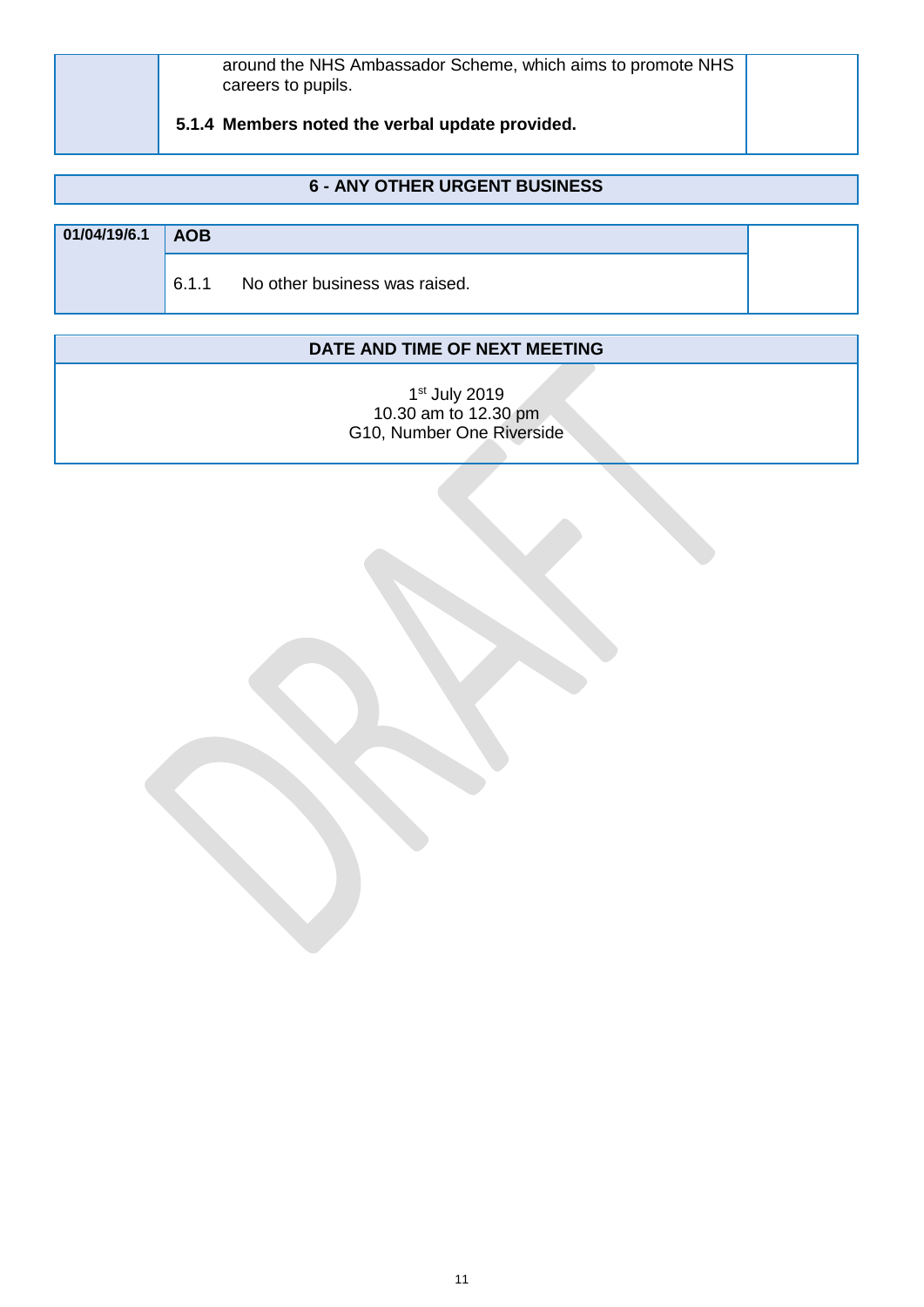| | | |
|---|---|---|
| | around the NHS Ambassador Scheme, which aims to promote NHS careers to pupils.<br><br>**5.1.4 Members noted the verbal update provided.** | |

## 6 - ANY OTHER URGENT BUSINESS

| | | |
|---|---|---|
| **01/04/19/6.1** | **AOB** | |
| | 6.1.1 No other business was raised. | |

## DATE AND TIME OF NEXT MEETING

1st July 2019
10.30 am to 12.30 pm
G10, Number One Riverside